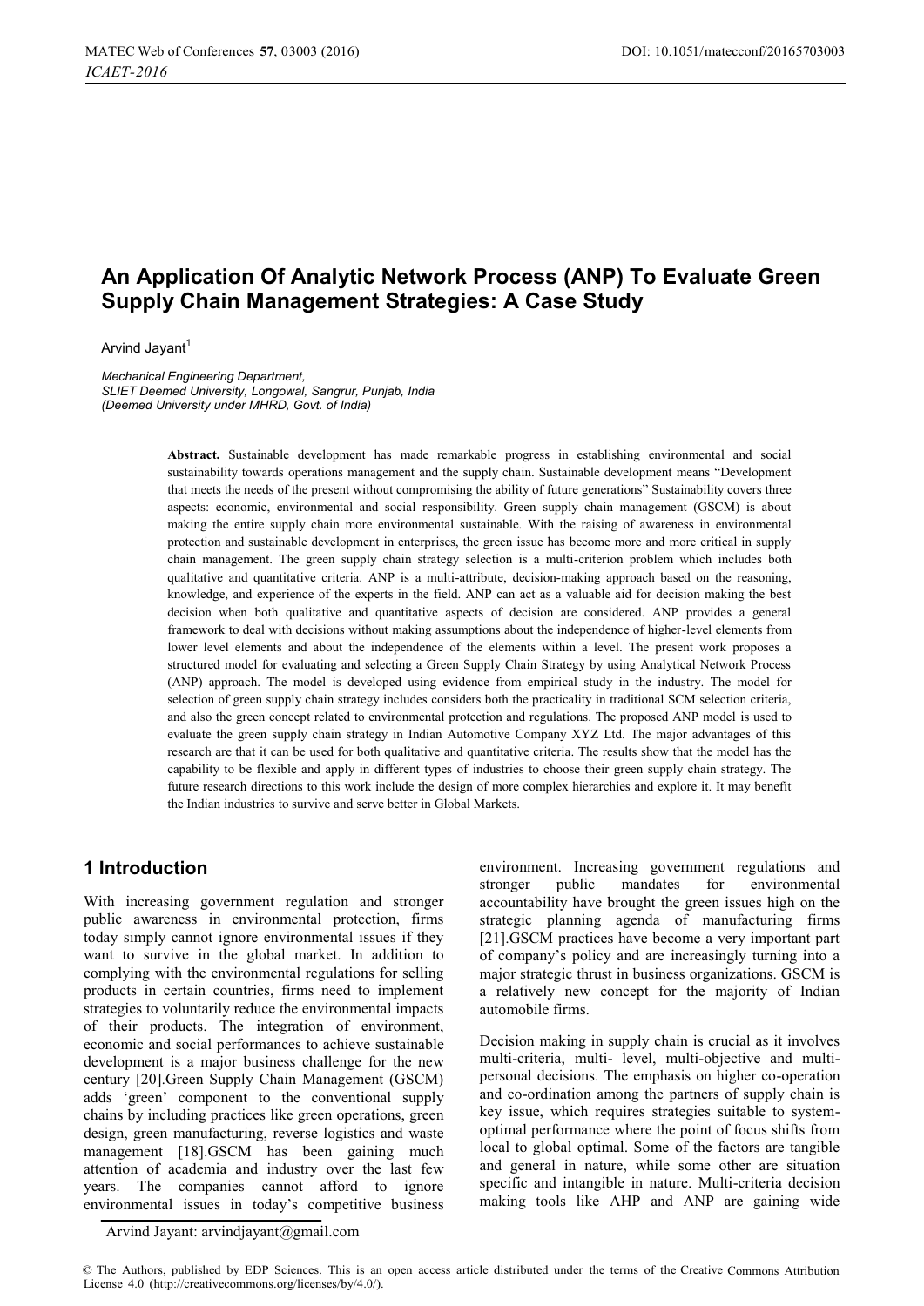# An Application Of Analytic Network Process (ANP) To Evaluate Green Supply Chain Management Strategies: A Case Study

Arvind Jayant[1]

*Mechanical Engineering Department,*
*SLIET Deemed University, Longowal, Sangrur, Punjab, India*
*(Deemed University under MHRD, Govt. of India)*

**Abstract.** Sustainable development has made remarkable progress in establishing environmental and social sustainability towards operations management and the supply chain. Sustainable development means "Development that meets the needs of the present without compromising the ability of future generations" Sustainability covers three aspects: economic, environmental and social responsibility. Green supply chain management (GSCM) is about making the entire supply chain more environmental sustainable. With the raising of awareness in environmental protection and sustainable development in enterprises, the green issue has become more and more critical in supply chain management. The green supply chain strategy selection is a multi-criterion problem which includes both qualitative and quantitative criteria. ANP is a multi-attribute, decision-making approach based on the reasoning, knowledge, and experience of the experts in the field. ANP can act as a valuable aid for decision making the best decision when both qualitative and quantitative aspects of decision are considered. ANP provides a general framework to deal with decisions without making assumptions about the independence of higher-level elements from lower level elements and about the independence of the elements within a level. The present work proposes a structured model for evaluating and selecting a Green Supply Chain Strategy by using Analytical Network Process (ANP) approach. The model is developed using evidence from empirical study in the industry. The model for selection of green supply chain strategy includes considers both the practicality in traditional SCM selection criteria, and also the green concept related to environmental protection and regulations. The proposed ANP model is used to evaluate the green supply chain strategy in Indian Automotive Company XYZ Ltd. The major advantages of this research are that it can be used for both qualitative and quantitative criteria. The results show that the model has the capability to be flexible and apply in different types of industries to choose their green supply chain strategy. The future research directions to this work include the design of more complex hierarchies and explore it. It may benefit the Indian industries to survive and serve better in Global Markets.

## 1 Introduction

With increasing government regulation and stronger public awareness in environmental protection, firms today simply cannot ignore environmental issues if they want to survive in the global market. In addition to complying with the environmental regulations for selling products in certain countries, firms need to implement strategies to voluntarily reduce the environmental impacts of their products. The integration of environment, economic and social performances to achieve sustainable development is a major business challenge for the new century [20].Green Supply Chain Management (GSCM) adds 'green' component to the conventional supply chains by including practices like green operations, green design, green manufacturing, reverse logistics and waste management [18].GSCM has been gaining much attention of academia and industry over the last few years. The companies cannot afford to ignore environmental issues in today's competitive business environment. Increasing government regulations and stronger public mandates for environmental accountability have brought the green issues high on the strategic planning agenda of manufacturing firms [21].GSCM practices have become a very important part of company's policy and are increasingly turning into a major strategic thrust in business organizations. GSCM is a relatively new concept for the majority of Indian automobile firms.

Decision making in supply chain is crucial as it involves multi-criteria, multi- level, multi-objective and multi-personal decisions. The emphasis on higher co-operation and co-ordination among the partners of supply chain is key issue, which requires strategies suitable to system-optimal performance where the point of focus shifts from local to global optimal. Some of the factors are tangible and general in nature, while some other are situation specific and intangible in nature. Multi-criteria decision making tools like AHP and ANP are gaining wide

Arvind Jayant: arvindjayant@gmail.com

© The Authors, published by EDP Sciences. This is an open access article distributed under the terms of the Creative Commons Attribution License 4.0 (http://creativecommons.org/licenses/by/4.0/).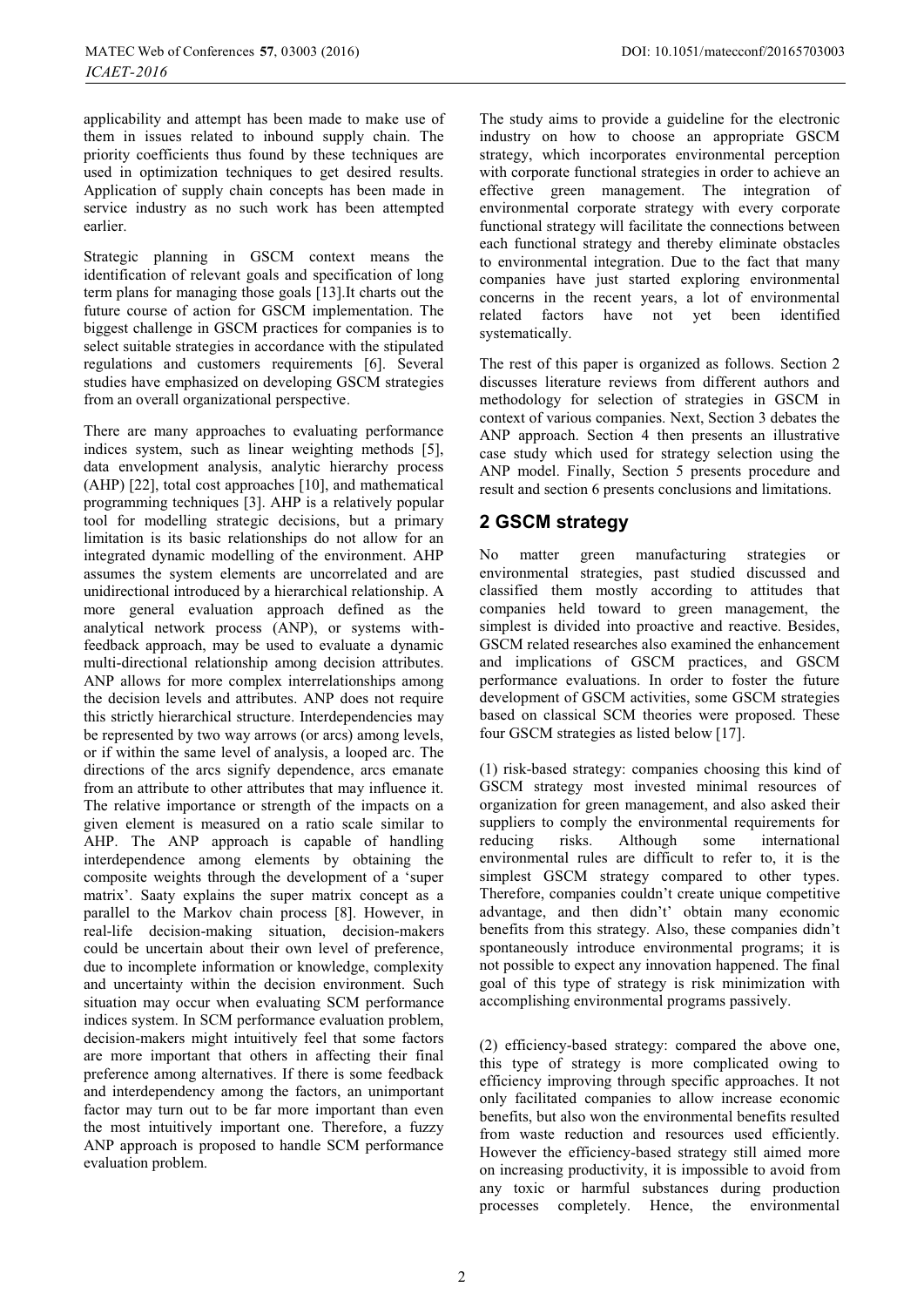applicability and attempt has been made to make use of them in issues related to inbound supply chain. The priority coefficients thus found by these techniques are used in optimization techniques to get desired results. Application of supply chain concepts has been made in service industry as no such work has been attempted earlier.

Strategic planning in GSCM context means the identification of relevant goals and specification of long term plans for managing those goals [13].It charts out the future course of action for GSCM implementation. The biggest challenge in GSCM practices for companies is to select suitable strategies in accordance with the stipulated regulations and customers requirements [6]. Several studies have emphasized on developing GSCM strategies from an overall organizational perspective.

There are many approaches to evaluating performance indices system, such as linear weighting methods [5], data envelopment analysis, analytic hierarchy process (AHP) [22], total cost approaches [10], and mathematical programming techniques [3]. AHP is a relatively popular tool for modelling strategic decisions, but a primary limitation is its basic relationships do not allow for an integrated dynamic modelling of the environment. AHP assumes the system elements are uncorrelated and are unidirectional introduced by a hierarchical relationship. A more general evaluation approach defined as the analytical network process (ANP), or systems with-feedback approach, may be used to evaluate a dynamic multi-directional relationship among decision attributes. ANP allows for more complex interrelationships among the decision levels and attributes. ANP does not require this strictly hierarchical structure. Interdependencies may be represented by two way arrows (or arcs) among levels, or if within the same level of analysis, a looped arc. The directions of the arcs signify dependence, arcs emanate from an attribute to other attributes that may influence it. The relative importance or strength of the impacts on a given element is measured on a ratio scale similar to AHP. The ANP approach is capable of handling interdependence among elements by obtaining the composite weights through the development of a 'super matrix'. Saaty explains the super matrix concept as a parallel to the Markov chain process [8]. However, in real-life decision-making situation, decision-makers could be uncertain about their own level of preference, due to incomplete information or knowledge, complexity and uncertainty within the decision environment. Such situation may occur when evaluating SCM performance indices system. In SCM performance evaluation problem, decision-makers might intuitively feel that some factors are more important that others in affecting their final preference among alternatives. If there is some feedback and interdependency among the factors, an unimportant factor may turn out to be far more important than even the most intuitively important one. Therefore, a fuzzy ANP approach is proposed to handle SCM performance evaluation problem.

The study aims to provide a guideline for the electronic industry on how to choose an appropriate GSCM strategy, which incorporates environmental perception with corporate functional strategies in order to achieve an effective green management. The integration of environmental corporate strategy with every corporate functional strategy will facilitate the connections between each functional strategy and thereby eliminate obstacles to environmental integration. Due to the fact that many companies have just started exploring environmental concerns in the recent years, a lot of environmental related factors have not yet been identified systematically.

The rest of this paper is organized as follows. Section 2 discusses literature reviews from different authors and methodology for selection of strategies in GSCM in context of various companies. Next, Section 3 debates the ANP approach. Section 4 then presents an illustrative case study which used for strategy selection using the ANP model. Finally, Section 5 presents procedure and result and section 6 presents conclusions and limitations.

## 2 GSCM strategy

No matter green manufacturing strategies or environmental strategies, past studied discussed and classified them mostly according to attitudes that companies held toward to green management, the simplest is divided into proactive and reactive. Besides, GSCM related researches also examined the enhancement and implications of GSCM practices, and GSCM performance evaluations. In order to foster the future development of GSCM activities, some GSCM strategies based on classical SCM theories were proposed. These four GSCM strategies as listed below [17].

(1) risk-based strategy: companies choosing this kind of GSCM strategy most invested minimal resources of organization for green management, and also asked their suppliers to comply the environmental requirements for reducing risks. Although some international environmental rules are difficult to refer to, it is the simplest GSCM strategy compared to other types. Therefore, companies couldn't create unique competitive advantage, and then didn't' obtain many economic benefits from this strategy. Also, these companies didn't spontaneously introduce environmental programs; it is not possible to expect any innovation happened. The final goal of this type of strategy is risk minimization with accomplishing environmental programs passively.

(2) efficiency-based strategy: compared the above one, this type of strategy is more complicated owing to efficiency improving through specific approaches. It not only facilitated companies to allow increase economic benefits, but also won the environmental benefits resulted from waste reduction and resources used efficiently. However the efficiency-based strategy still aimed more on increasing productivity, it is impossible to avoid from any toxic or harmful substances during production processes completely. Hence, the environmental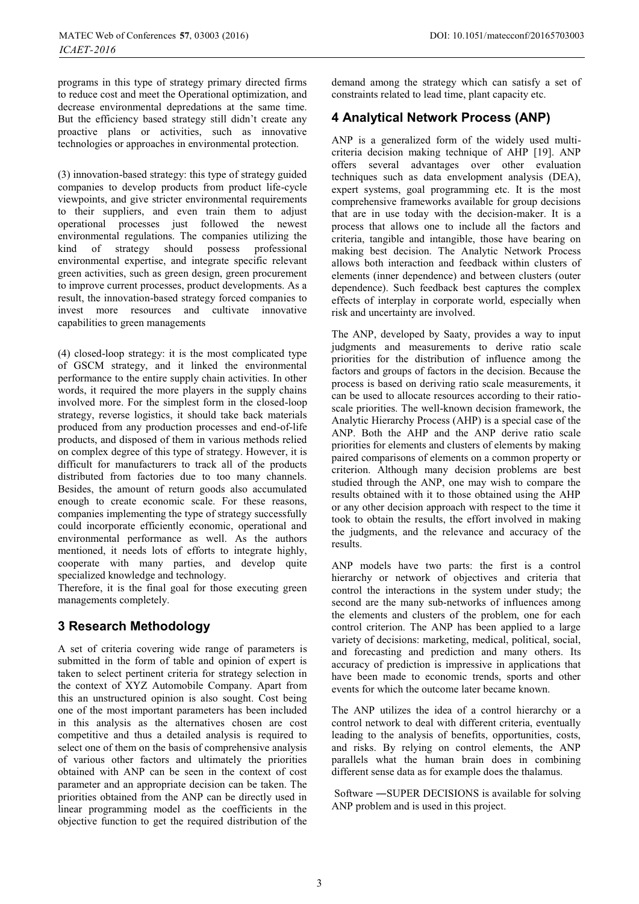programs in this type of strategy primary directed firms to reduce cost and meet the Operational optimization, and decrease environmental depredations at the same time. But the efficiency based strategy still didn't create any proactive plans or activities, such as innovative technologies or approaches in environmental protection.

(3) innovation-based strategy: this type of strategy guided companies to develop products from product life-cycle viewpoints, and give stricter environmental requirements to their suppliers, and even train them to adjust operational processes just followed the newest environmental regulations. The companies utilizing the kind of strategy should possess professional environmental expertise, and integrate specific relevant green activities, such as green design, green procurement to improve current processes, product developments. As a result, the innovation-based strategy forced companies to invest more resources and cultivate innovative capabilities to green managements

(4) closed-loop strategy: it is the most complicated type of GSCM strategy, and it linked the environmental performance to the entire supply chain activities. In other words, it required the more players in the supply chains involved more. For the simplest form in the closed-loop strategy, reverse logistics, it should take back materials produced from any production processes and end-of-life products, and disposed of them in various methods relied on complex degree of this type of strategy. However, it is difficult for manufacturers to track all of the products distributed from factories due to too many channels. Besides, the amount of return goods also accumulated enough to create economic scale. For these reasons, companies implementing the type of strategy successfully could incorporate efficiently economic, operational and environmental performance as well. As the authors mentioned, it needs lots of efforts to integrate highly, cooperate with many parties, and develop quite specialized knowledge and technology.
Therefore, it is the final goal for those executing green managements completely.

## 3 Research Methodology

A set of criteria covering wide range of parameters is submitted in the form of table and opinion of expert is taken to select pertinent criteria for strategy selection in the context of XYZ Automobile Company. Apart from this an unstructured opinion is also sought. Cost being one of the most important parameters has been included in this analysis as the alternatives chosen are cost competitive and thus a detailed analysis is required to select one of them on the basis of comprehensive analysis of various other factors and ultimately the priorities obtained with ANP can be seen in the context of cost parameter and an appropriate decision can be taken. The priorities obtained from the ANP can be directly used in linear programming model as the coefficients in the objective function to get the required distribution of the demand among the strategy which can satisfy a set of constraints related to lead time, plant capacity etc.

## 4 Analytical Network Process (ANP)

ANP is a generalized form of the widely used multi-criteria decision making technique of AHP [19]. ANP offers several advantages over other evaluation techniques such as data envelopment analysis (DEA), expert systems, goal programming etc. It is the most comprehensive frameworks available for group decisions that are in use today with the decision-maker. It is a process that allows one to include all the factors and criteria, tangible and intangible, those have bearing on making best decision. The Analytic Network Process allows both interaction and feedback within clusters of elements (inner dependence) and between clusters (outer dependence). Such feedback best captures the complex effects of interplay in corporate world, especially when risk and uncertainty are involved.

The ANP, developed by Saaty, provides a way to input judgments and measurements to derive ratio scale priorities for the distribution of influence among the factors and groups of factors in the decision. Because the process is based on deriving ratio scale measurements, it can be used to allocate resources according to their ratio-scale priorities. The well-known decision framework, the Analytic Hierarchy Process (AHP) is a special case of the ANP. Both the AHP and the ANP derive ratio scale priorities for elements and clusters of elements by making paired comparisons of elements on a common property or criterion. Although many decision problems are best studied through the ANP, one may wish to compare the results obtained with it to those obtained using the AHP or any other decision approach with respect to the time it took to obtain the results, the effort involved in making the judgments, and the relevance and accuracy of the results.

ANP models have two parts: the first is a control hierarchy or network of objectives and criteria that control the interactions in the system under study; the second are the many sub-networks of influences among the elements and clusters of the problem, one for each control criterion. The ANP has been applied to a large variety of decisions: marketing, medical, political, social, and forecasting and prediction and many others. Its accuracy of prediction is impressive in applications that have been made to economic trends, sports and other events for which the outcome later became known.

The ANP utilizes the idea of a control hierarchy or a control network to deal with different criteria, eventually leading to the analysis of benefits, opportunities, costs, and risks. By relying on control elements, the ANP parallels what the human brain does in combining different sense data as for example does the thalamus.

Software ―SUPER DECISIONS is available for solving ANP problem and is used in this project.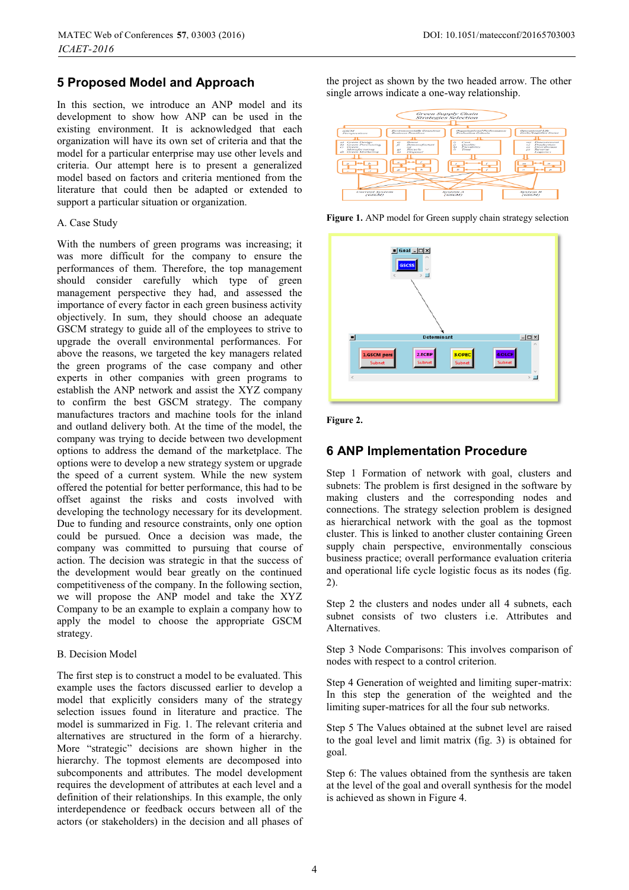## 5 Proposed Model and Approach

In this section, we introduce an ANP model and its development to show how ANP can be used in the existing environment. It is acknowledged that each organization will have its own set of criteria and that the model for a particular enterprise may use other levels and criteria. Our attempt here is to present a generalized model based on factors and criteria mentioned from the literature that could then be adapted or extended to support a particular situation or organization.

A. Case Study

With the numbers of green programs was increasing; it was more difficult for the company to ensure the performances of them. Therefore, the top management should consider carefully which type of green management perspective they had, and assessed the importance of every factor in each green business activity objectively. In sum, they should choose an adequate GSCM strategy to guide all of the employees to strive to upgrade the overall environmental performances. For above the reasons, we targeted the key managers related the green programs of the case company and other experts in other companies with green programs to establish the ANP network and assist the XYZ company to confirm the best GSCM strategy. The company manufactures tractors and machine tools for the inland and outland delivery both. At the time of the model, the company was trying to decide between two development options to address the demand of the marketplace. The options were to develop a new strategy system or upgrade the speed of a current system. While the new system offered the potential for better performance, this had to be offset against the risks and costs involved with developing the technology necessary for its development. Due to funding and resource constraints, only one option could be pursued. Once a decision was made, the company was committed to pursuing that course of action. The decision was strategic in that the success of the development would bear greatly on the continued competitiveness of the company. In the following section, we will propose the ANP model and take the XYZ Company to be an example to explain a company how to apply the model to choose the appropriate GSCM strategy.

B. Decision Model

The first step is to construct a model to be evaluated. This example uses the factors discussed earlier to develop a model that explicitly considers many of the strategy selection issues found in literature and practice. The model is summarized in Fig. 1. The relevant criteria and alternatives are structured in the form of a hierarchy. More "strategic" decisions are shown higher in the hierarchy. The topmost elements are decomposed into subcomponents and attributes. The model development requires the development of attributes at each level and a definition of their relationships. In this example, the only interdependence or feedback occurs between all of the actors (or stakeholders) in the decision and all phases of the project as shown by the two headed arrow. The other single arrows indicate a one-way relationship.

**Figure 1.** ANP model for Green supply chain strategy selection

**Figure 2.**

## 6 ANP Implementation Procedure

Step 1 Formation of network with goal, clusters and subnets: The problem is first designed in the software by making clusters and the corresponding nodes and connections. The strategy selection problem is designed as hierarchical network with the goal as the topmost cluster. This is linked to another cluster containing Green supply chain perspective, environmentally conscious business practice; overall performance evaluation criteria and operational life cycle logistic focus as its nodes (fig. 2).

Step 2 the clusters and nodes under all 4 subnets, each subnet consists of two clusters i.e. Attributes and Alternatives.

Step 3 Node Comparisons: This involves comparison of nodes with respect to a control criterion.

Step 4 Generation of weighted and limiting super-matrix: In this step the generation of the weighted and the limiting super-matrices for all the four sub networks.

Step 5 The Values obtained at the subnet level are raised to the goal level and limit matrix (fig. 3) is obtained for goal.

Step 6: The values obtained from the synthesis are taken at the level of the goal and overall synthesis for the model is achieved as shown in Figure 4.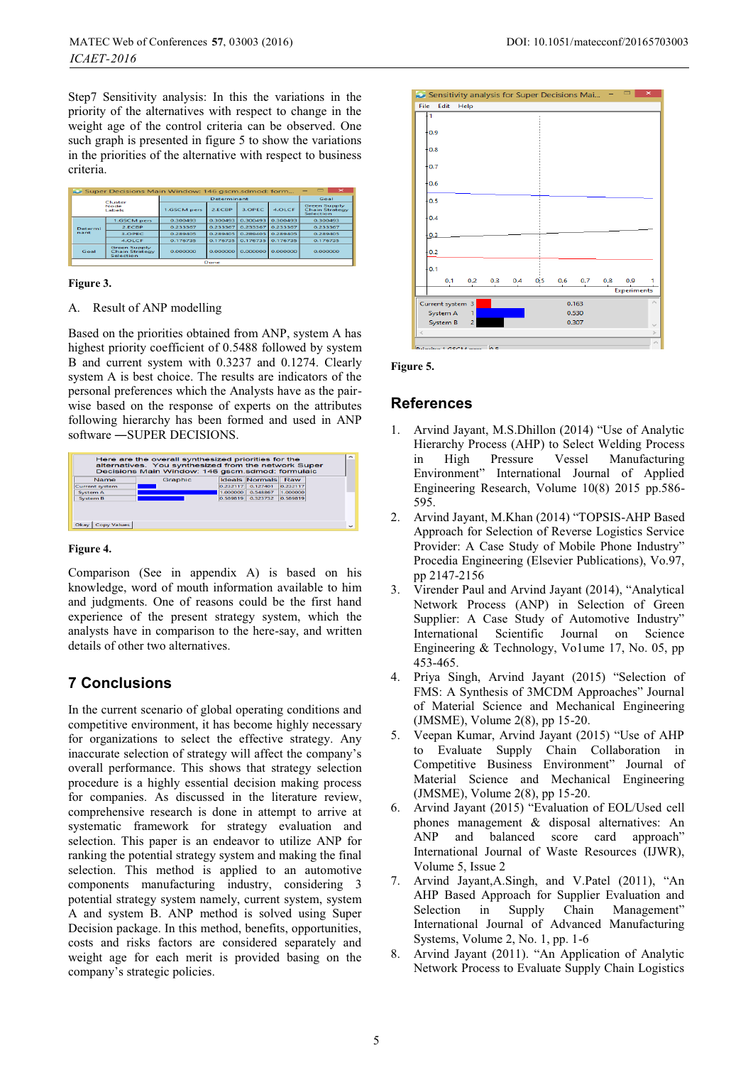Step7 Sensitivity analysis: In this the variations in the priority of the alternatives with respect to change in the weight age of the control criteria can be observed. One such graph is presented in figure 5 to show the variations in the priorities of the alternative with respect to business criteria.

Figure 3.

A. Result of ANP modelling

Based on the priorities obtained from ANP, system A has highest priority coefficient of 0.5488 followed by system B and current system with 0.3237 and 0.1274. Clearly system A is best choice. The results are indicators of the personal preferences which the Analysts have as the pair-wise based on the response of experts on the attributes following hierarchy has been formed and used in ANP software —SUPER DECISIONS.

Figure 4.

Comparison (See in appendix A) is based on his knowledge, word of mouth information available to him and judgments. One of reasons could be the first hand experience of the present strategy system, which the analysts have in comparison to the here-say, and written details of other two alternatives.

## 7 Conclusions

In the current scenario of global operating conditions and competitive environment, it has become highly necessary for organizations to select the effective strategy. Any inaccurate selection of strategy will affect the company's overall performance. This shows that strategy selection procedure is a highly essential decision making process for companies. As discussed in the literature review, comprehensive research is done in attempt to arrive at systematic framework for strategy evaluation and selection. This paper is an endeavor to utilize ANP for ranking the potential strategy system and making the final selection. This method is applied to an automotive components manufacturing industry, considering 3 potential strategy system namely, current system, system A and system B. ANP method is solved using Super Decision package. In this method, benefits, opportunities, costs and risks factors are considered separately and weight age for each merit is provided basing on the company's strategic policies.

Figure 5.

## References

1. Arvind Jayant, M.S.Dhillon (2014) "Use of Analytic Hierarchy Process (AHP) to Select Welding Process in High Pressure Vessel Manufacturing Environment" International Journal of Applied Engineering Research, Volume 10(8) 2015 pp.586-595.
2. Arvind Jayant, M.Khan (2014) "TOPSIS-AHP Based Approach for Selection of Reverse Logistics Service Provider: A Case Study of Mobile Phone Industry" Procedia Engineering (Elsevier Publications), Vo.97, pp 2147-2156
3. Virender Paul and Arvind Jayant (2014), "Analytical Network Process (ANP) in Selection of Green Supplier: A Case Study of Automotive Industry" International Scientific Journal on Science Engineering & Technology, Vo1ume 17, No. 05, pp 453-465.
4. Priya Singh, Arvind Jayant (2015) "Selection of FMS: A Synthesis of 3MCDM Approaches" Journal of Material Science and Mechanical Engineering (JMSME), Volume 2(8), pp 15-20.
5. Veepan Kumar, Arvind Jayant (2015) "Use of AHP to Evaluate Supply Chain Collaboration in Competitive Business Environment" Journal of Material Science and Mechanical Engineering (JMSME), Volume 2(8), pp 15-20.
6. Arvind Jayant (2015) "Evaluation of EOL/Used cell phones management & disposal alternatives: An ANP and balanced score card approach" International Journal of Waste Resources (IJWR), Volume 5, Issue 2
7. Arvind Jayant,A.Singh, and V.Patel (2011), "An AHP Based Approach for Supplier Evaluation and Selection in Supply Chain Management" International Journal of Advanced Manufacturing Systems, Volume 2, No. 1, pp. 1-6
8. Arvind Jayant (2011). "An Application of Analytic Network Process to Evaluate Supply Chain Logistics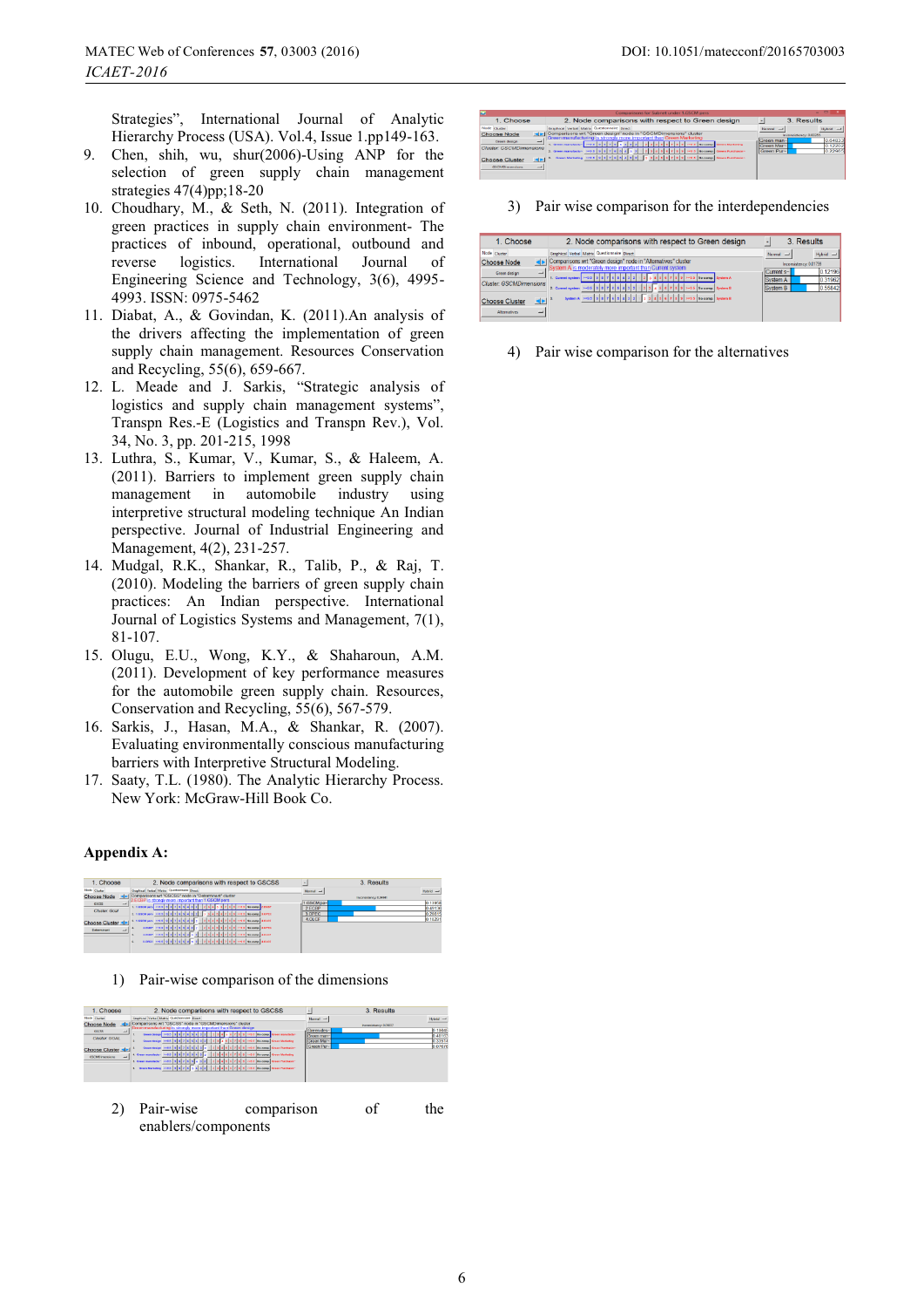Strategies", International Journal of Analytic Hierarchy Process (USA). Vol.4, Issue 1.pp149-163.

9. Chen, shih, wu, shur(2006)-Using ANP for the selection of green supply chain management strategies 47(4)pp;18-20
10. Choudhary, M., & Seth, N. (2011). Integration of green practices in supply chain environment- The practices of inbound, operational, outbound and reverse logistics. International Journal of Engineering Science and Technology, 3(6), 4995-4993. ISSN: 0975-5462
11. Diabat, A., & Govindan, K. (2011).An analysis of the drivers affecting the implementation of green supply chain management. Resources Conservation and Recycling, 55(6), 659-667.
12. L. Meade and J. Sarkis, "Strategic analysis of logistics and supply chain management systems", Transpn Res.-E (Logistics and Transpn Rev.), Vol. 34, No. 3, pp. 201-215, 1998
13. Luthra, S., Kumar, V., Kumar, S., & Haleem, A. (2011). Barriers to implement green supply chain management in automobile industry using interpretive structural modeling technique An Indian perspective. Journal of Industrial Engineering and Management, 4(2), 231-257.
14. Mudgal, R.K., Shankar, R., Talib, P., & Raj, T. (2010). Modeling the barriers of green supply chain practices: An Indian perspective. International Journal of Logistics Systems and Management, 7(1), 81-107.
15. Olugu, E.U., Wong, K.Y., & Shaharoun, A.M. (2011). Development of key performance measures for the automobile green supply chain. Resources, Conservation and Recycling, 55(6), 567-579.
16. Sarkis, J., Hasan, M.A., & Shankar, R. (2007). Evaluating environmentally conscious manufacturing barriers with Interpretive Structural Modeling.
17. Saaty, T.L. (1980). The Analytic Hierarchy Process. New York: McGraw-Hill Book Co.

## Appendix A:

1) Pair-wise comparison of the dimensions

2) Pair-wise comparison of the enablers/components

3) Pair wise comparison for the interdependencies

4) Pair wise comparison for the alternatives